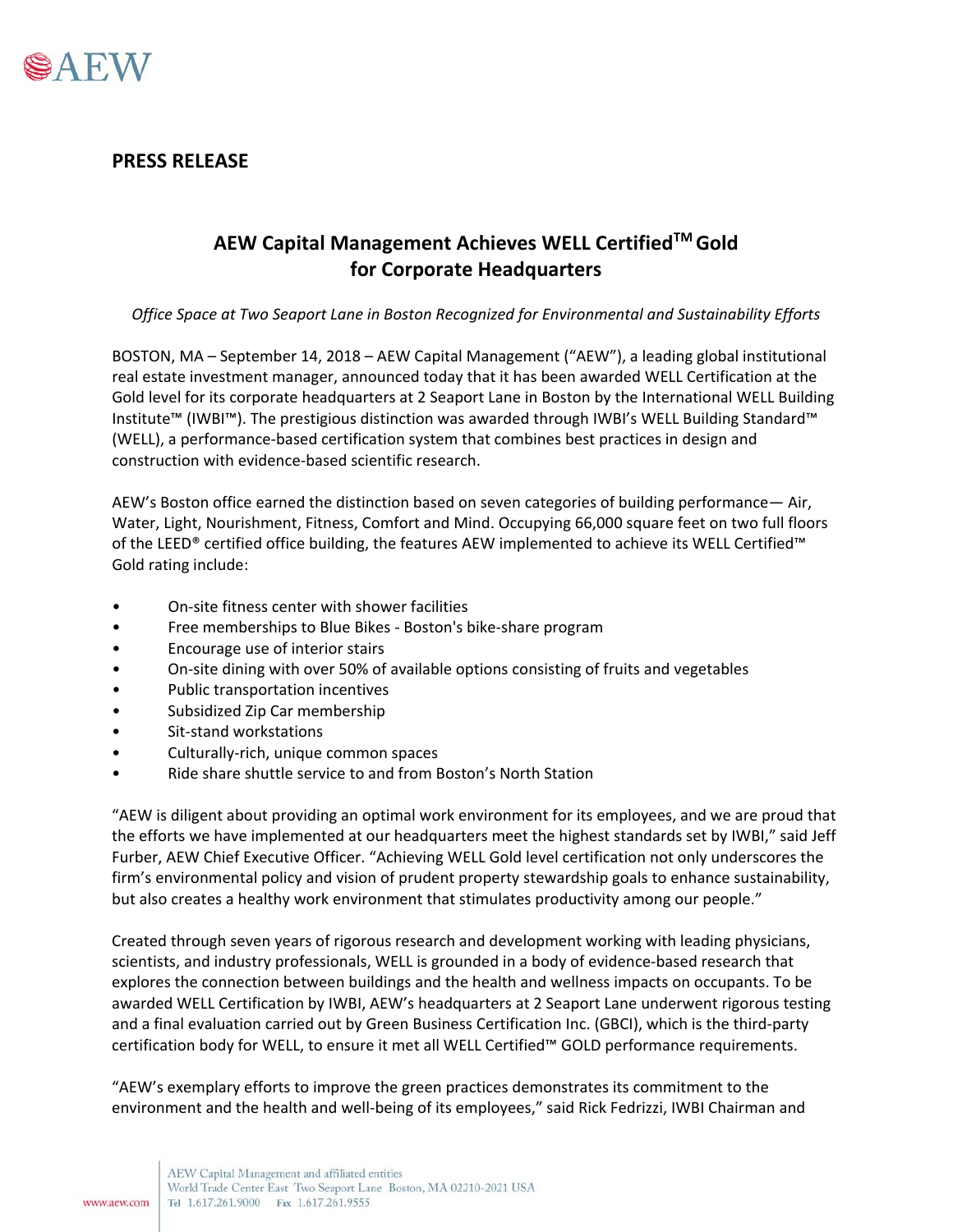**PRESS RELEASE**

## AEW Capital Management Achieves WELL Certified™ Gold for Corporate Headquarters

*Office Space at Two Seaport Lane in Boston Recognized for Environmental and Sustainability Efforts*

BOSTON, MA – September 14, 2018 – AEW Capital Management ("AEW"), a leading global institutional real estate investment manager, announced today that it has been awarded WELL Certification at the Gold level for its corporate headquarters at 2 Seaport Lane in Boston by the International WELL Building Institute™ (IWBI™). The prestigious distinction was awarded through IWBI's WELL Building Standard™ (WELL), a performance-based certification system that combines best practices in design and construction with evidence-based scientific research.

AEW's Boston office earned the distinction based on seven categories of building performance— Air, Water, Light, Nourishment, Fitness, Comfort and Mind. Occupying 66,000 square feet on two full floors of the LEED® certified office building, the features AEW implemented to achieve its WELL Certified™ Gold rating include:

- On-site fitness center with shower facilities
- Free memberships to Blue Bikes - Boston's bike-share program
- Encourage use of interior stairs
- On-site dining with over 50% of available options consisting of fruits and vegetables
- Public transportation incentives
- Subsidized Zip Car membership
- Sit-stand workstations
- Culturally-rich, unique common spaces
- Ride share shuttle service to and from Boston's North Station

"AEW is diligent about providing an optimal work environment for its employees, and we are proud that the efforts we have implemented at our headquarters meet the highest standards set by IWBI," said Jeff Furber, AEW Chief Executive Officer. "Achieving WELL Gold level certification not only underscores the firm's environmental policy and vision of prudent property stewardship goals to enhance sustainability, but also creates a healthy work environment that stimulates productivity among our people."

Created through seven years of rigorous research and development working with leading physicians, scientists, and industry professionals, WELL is grounded in a body of evidence-based research that explores the connection between buildings and the health and wellness impacts on occupants. To be awarded WELL Certification by IWBI, AEW's headquarters at 2 Seaport Lane underwent rigorous testing and a final evaluation carried out by Green Business Certification Inc. (GBCI), which is the third-party certification body for WELL, to ensure it met all WELL Certified™ GOLD performance requirements.

"AEW's exemplary efforts to improve the green practices demonstrates its commitment to the environment and the health and well-being of its employees," said Rick Fedrizzi, IWBI Chairman and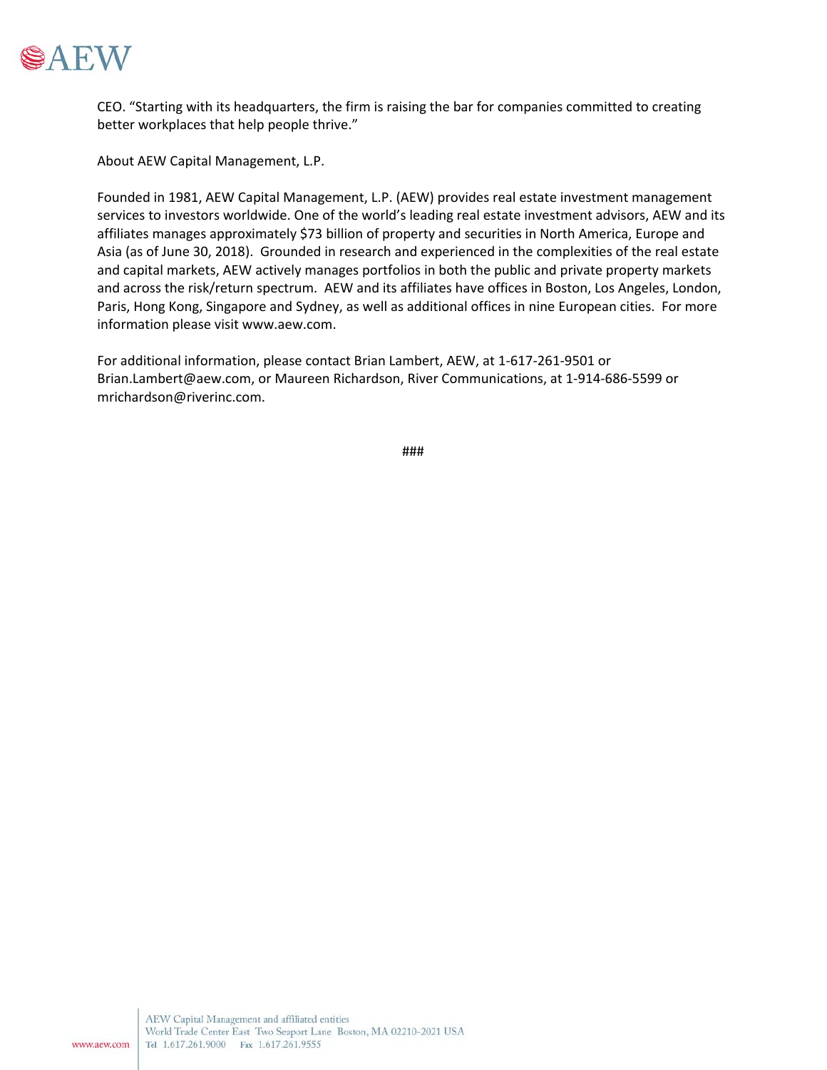CEO. “Starting with its headquarters, the firm is raising the bar for companies committed to creating better workplaces that help people thrive.”

About AEW Capital Management, L.P.

Founded in 1981, AEW Capital Management, L.P. (AEW) provides real estate investment management services to investors worldwide. One of the world's leading real estate investment advisors, AEW and its affiliates manages approximately $73 billion of property and securities in North America, Europe and Asia (as of June 30, 2018). Grounded in research and experienced in the complexities of the real estate and capital markets, AEW actively manages portfolios in both the public and private property markets and across the risk/return spectrum. AEW and its affiliates have offices in Boston, Los Angeles, London, Paris, Hong Kong, Singapore and Sydney, as well as additional offices in nine European cities. For more information please visit www.aew.com.

For additional information, please contact Brian Lambert, AEW, at 1-617-261-9501 or Brian.Lambert@aew.com, or Maureen Richardson, River Communications, at 1-914-686-5599 or mrichardson@riverinc.com.

###